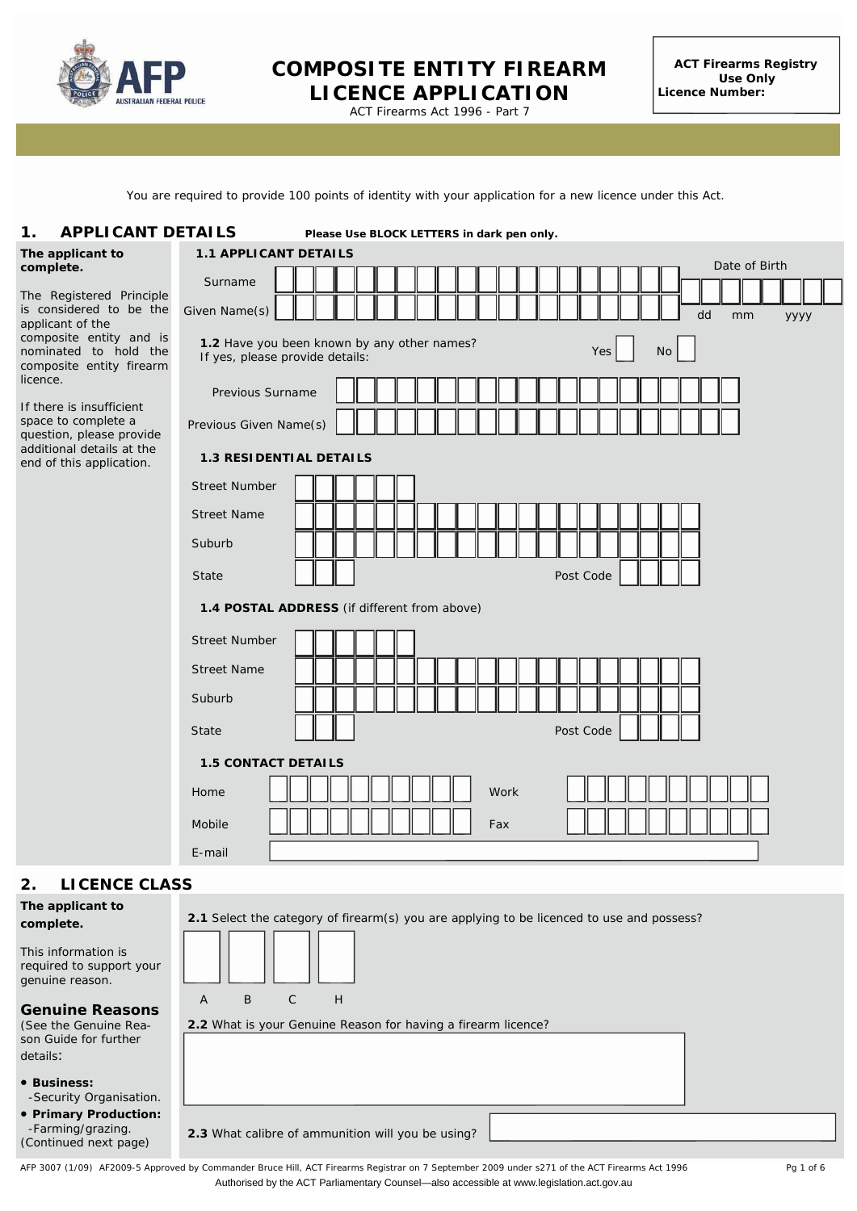# COMPOSITE ENTITY FIREARM LICENCE APPLICATION

ACT Firearms Act 1996 - Part 7

**ACT Firearms Registry Use Only**
**Licence Number:**

You are required to provide 100 points of identity with your application for a new licence under this Act.

## 1. APPLICANT DETAILS

**Please Use BLOCK LETTERS in dark pen only.**

**The applicant to complete.**

The Registered Principle is considered to be the applicant of the composite entity and is nominated to hold the composite entity firearm licence.

If there is insufficient space to complete a question, please provide additional details at the end of this application.

### 1.1 APPLICANT DETAILS

Surname

Given Name(s)

Date of Birth (dd mm yyyy)

**1.2** Have you been known by any other names? Yes ☐ No ☐
If yes, please provide details:

Previous Surname

Previous Given Name(s)

### 1.3 RESIDENTIAL DETAILS

Street Number

Street Name

Suburb

State

Post Code

### 1.4 POSTAL ADDRESS (if different from above)

Street Number

Street Name

Suburb

State

Post Code

### 1.5 CONTACT DETAILS

Home

Work

Mobile

Fax

E-mail

## 2. LICENCE CLASS

**The applicant to complete.**

This information is required to support your genuine reason.

### Genuine Reasons

(See the Genuine Reason Guide for further details:

- **Business:**
  -Security Organisation.
- **Primary Production:**
  -Farming/grazing.

(Continued next page)

**2.1** Select the category of firearm(s) you are applying to be licenced to use and possess?

☐ A ☐ B ☐ C ☐ H

**2.2** What is your Genuine Reason for having a firearm licence?

**2.3** What calibre of ammunition will you be using?

AFP 3007 (1/09) AF2009-5 Approved by Commander Bruce Hill, ACT Firearms Registrar on 7 September 2009 under s271 of the ACT Firearms Act 1996

Authorised by the ACT Parliamentary Counsel—also accessible at www.legislation.act.gov.au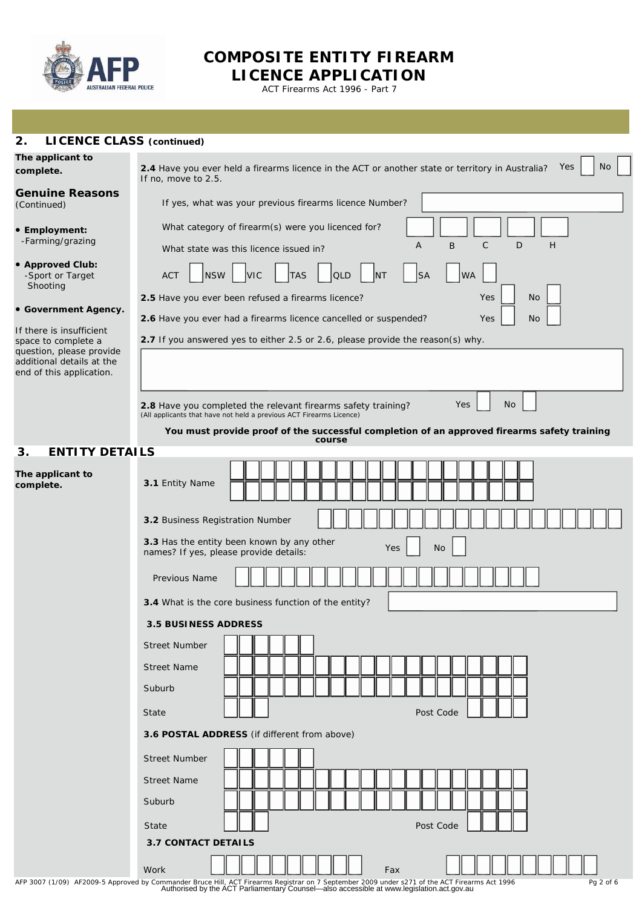# COMPOSITE ENTITY FIREARM LICENCE APPLICATION

ACT Firearms Act 1996 - Part 7

## 2. LICENCE CLASS (continued)

**The applicant to complete.**

**Genuine Reasons** (Continued)

- **Employment:** -Farming/grazing
- **Approved Club:** -Sport or Target Shooting
- **Government Agency.**

If there is insufficient space to complete a question, please provide additional details at the end of this application.

**2.4** Have you ever held a firearms licence in the ACT or another state or territory in Australia? Yes ☐ No ☐
If no, move to 2.5.

If yes, what was your previous firearms licence Number? ____________

What category of firearm(s) were you licenced for? A ☐ B ☐ C ☐ D ☐ H ☐

What state was this licence issued in? ACT ☐ NSW ☐ VIC ☐ TAS ☐ QLD ☐ NT ☐ SA ☐ WA ☐

**2.5** Have you ever been refused a firearms licence? Yes ☐ No ☐

**2.6** Have you ever had a firearms licence cancelled or suspended? Yes ☐ No ☐

**2.7** If you answered yes to either 2.5 or 2.6, please provide the reason(s) why.

____________

**2.8** Have you completed the relevant firearms safety training? Yes ☐ No ☐
(All applicants that have not held a previous ACT Firearms Licence)

**You must provide proof of the successful completion of an approved firearms safety training course**

## 3. ENTITY DETAILS

**The applicant to complete.**

**3.1** Entity Name ____________

**3.2** Business Registration Number ____________

**3.3** Has the entity been known by any other names? If yes, please provide details: Yes ☐ No ☐

Previous Name ____________

**3.4** What is the core business function of the entity? ____________

**3.5 BUSINESS ADDRESS**

Street Number ____________

Street Name ____________

Suburb ____________

State ____________ Post Code ____________

**3.6 POSTAL ADDRESS** (if different from above)

Street Number ____________

Street Name ____________

Suburb ____________

State ____________ Post Code ____________

**3.7 CONTACT DETAILS**

Work ____________ Fax ____________

AFP 3007 (1/09) AF2009-5 Approved by Commander Bruce Hill, ACT Firearms Registrar on 7 September 2009 under s271 of the ACT Firearms Act 1996
Authorised by the ACT Parliamentary Counsel—also accessible at www.legislation.act.gov.au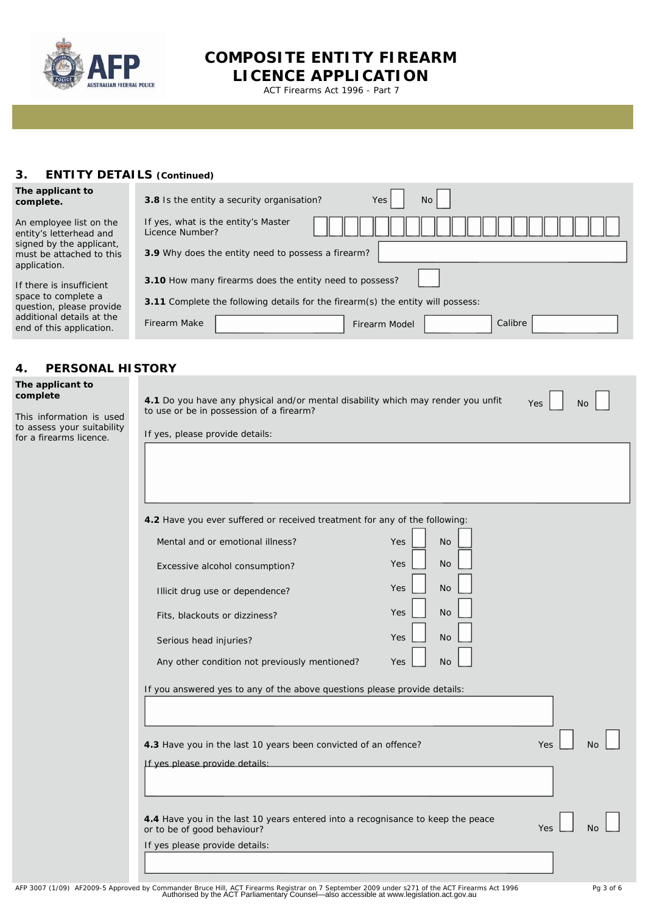# COMPOSITE ENTITY FIREARM LICENCE APPLICATION

ACT Firearms Act 1996 - Part 7

## 3. ENTITY DETAILS (Continued)

**The applicant to complete.**

An employee list on the entity's letterhead and signed by the applicant, must be attached to this application.

If there is insufficient space to complete a question, please provide additional details at the end of this application.

**3.8** Is the entity a security organisation? Yes ☐ No ☐

If yes, what is the entity's Master Licence Number?

**3.9** Why does the entity need to possess a firearm?

**3.10** How many firearms does the entity need to possess?

**3.11** Complete the following details for the firearm(s) the entity will possess:

Firearm Make | Firearm Model | Calibre

## 4. PERSONAL HISTORY

**The applicant to complete**

This information is used to assess your suitability for a firearms licence.

**4.1** Do you have any physical and/or mental disability which may render you unfit to use or be in possession of a firearm? Yes ☐ No ☐

If yes, please provide details:

**4.2** Have you ever suffered or received treatment for any of the following:

| | | |
|---|---|---|
| Mental and or emotional illness? | Yes ☐ | No ☐ |
| Excessive alcohol consumption? | Yes ☐ | No ☐ |
| Illicit drug use or dependence? | Yes ☐ | No ☐ |
| Fits, blackouts or dizziness? | Yes ☐ | No ☐ |
| Serious head injuries? | Yes ☐ | No ☐ |
| Any other condition not previously mentioned? | Yes ☐ | No ☐ |

If you answered yes to any of the above questions please provide details:

**4.3** Have you in the last 10 years been convicted of an offence? Yes ☐ No ☐

If yes please provide details:

**4.4** Have you in the last 10 years entered into a recognisance to keep the peace or to be of good behaviour? Yes ☐ No ☐

If yes please provide details:

AFP 3007 (1/09) AF2009-5 Approved by Commander Bruce Hill, ACT Firearms Registrar on 7 September 2009 under s271 of the ACT Firearms Act 1996
Authorised by the ACT Parliamentary Counsel—also accessible at www.legislation.act.gov.au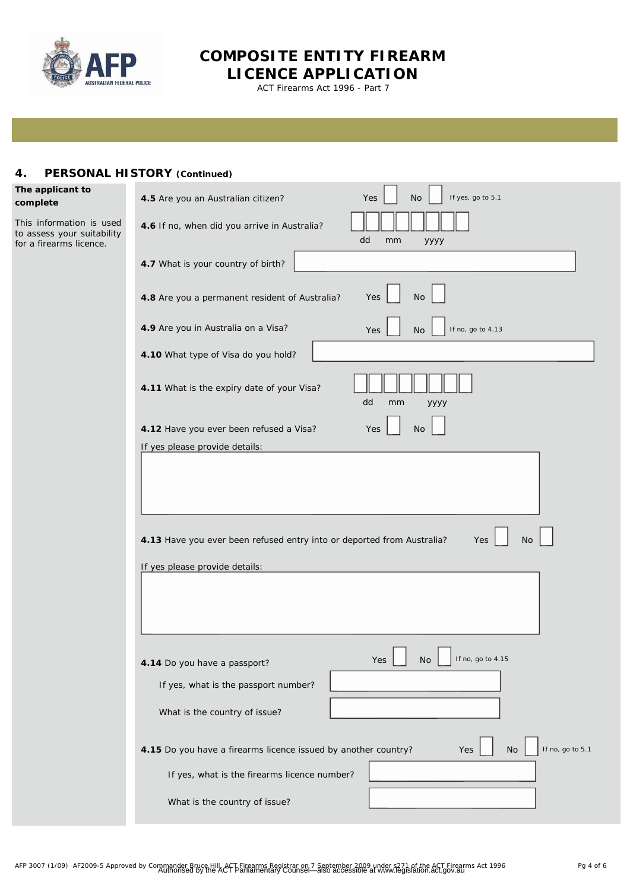# COMPOSITE ENTITY FIREARM LICENCE APPLICATION

ACT Firearms Act 1996 - Part 7

## 4. PERSONAL HISTORY (Continued)

**The applicant to complete**

This information is used to assess your suitability for a firearms licence.

**4.5** Are you an Australian citizer? Yes ☐ No ☐ If yes, go to 5.1

**4.6** If no, when did you arrive in Australia? ☐☐ ☐☐ ☐☐☐☐ (dd mm yyyy)

**4.7** What is your country of birth? ____________________

**4.8** Are you a permanent resident of Australia? Yes ☐ No ☐

**4.9** Are you in Australia on a Visa? Yes ☐ No ☐ If no, go to 4.13

**4.10** What type of Visa do you hold? ____________________

**4.11** What is the expiry date of your Visa? ☐☐ ☐☐ ☐☐☐☐ (dd mm yyyy)

**4.12** Have you ever been refused a Visa? Yes ☐ No ☐

If yes please provide details:

____________________

**4.13** Have you ever been refused entry into or deported from Australia? Yes ☐ No ☐

If yes please provide details:

____________________

**4.14** Do you have a passport? Yes ☐ No ☐ If no, go to 4.15

If yes, what is the passport number? ____________________

What is the country of issue? ____________________

**4.15** Do you have a firearms licence issued by another country? Yes ☐ No ☐ If no, go to 5.1

If yes, what is the firearms licence number? ____________________

What is the country of issue? ____________________

AFP 3007 (1/09) AF2009-5 Approved by Commander Bruce Hill, ACT Firearms Registrar on 7 September 2009 under s271 of the ACT Firearms Act 1996
Authorised by the ACT Parliamentary Counsel—also accessible at www.legislation.act.gov.au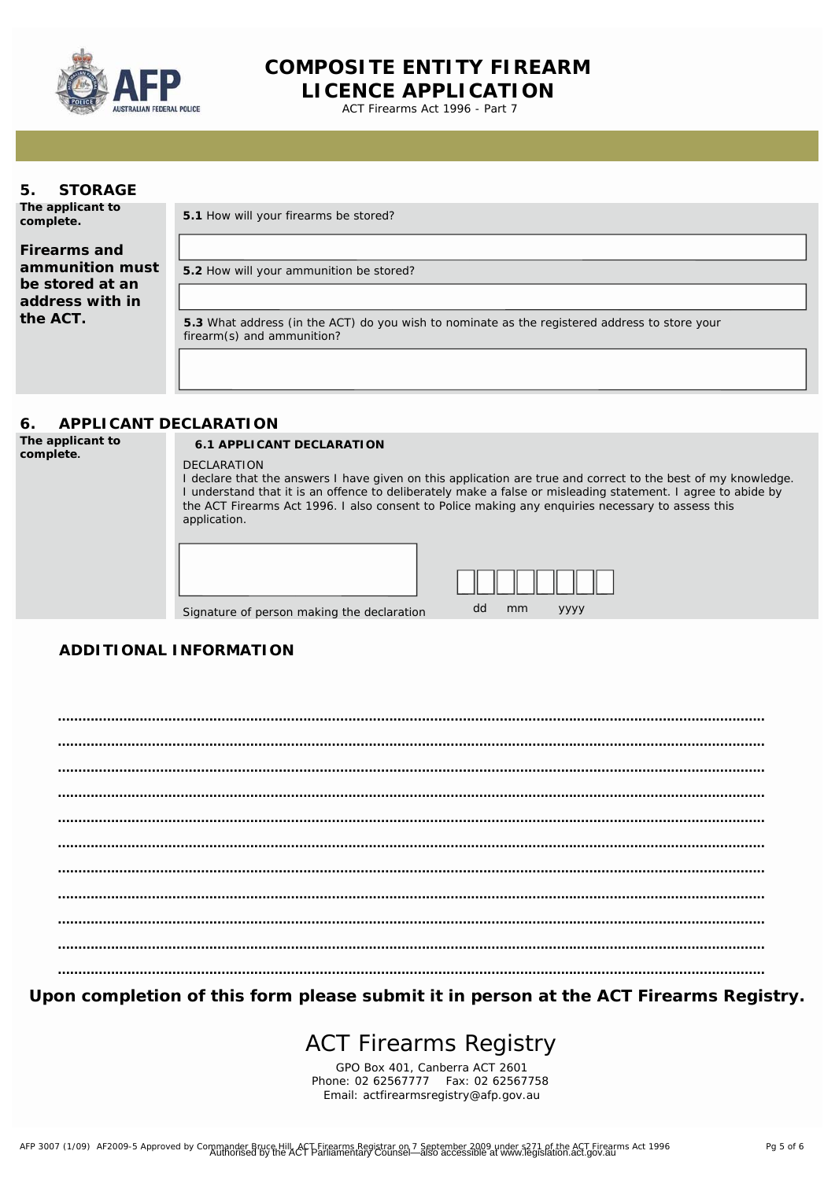# COMPOSITE ENTITY FIREARM LICENCE APPLICATION

ACT Firearms Act 1996 - Part 7

## 5. STORAGE

**The applicant to complete.**

**Firearms and ammunition must be stored at an address with in the ACT.**

**5.1** How will your firearms be stored?

**5.2** How will your ammunition be stored?

**5.3** What address (in the ACT) do you wish to nominate as the registered address to store your firearm(s) and ammunition?

## 6. APPLICANT DECLARATION

**The applicant to complete.**

**6.1 APPLICANT DECLARATION**

DECLARATION

I declare that the answers I have given on this application are true and correct to the best of my knowledge. I understand that it is an offence to deliberately make a false or misleading statement. I agree to abide by the ACT Firearms Act 1996. I also consent to Police making any enquiries necessary to assess this application.

Signature of person making the declaration

dd mm yyyy

## ADDITIONAL INFORMATION

.....................................................................................................................................................

.....................................................................................................................................................

.....................................................................................................................................................

.....................................................................................................................................................

.....................................................................................................................................................

.....................................................................................................................................................

.....................................................................................................................................................

.....................................................................................................................................................

.....................................................................................................................................................

.....................................................................................................................................................

.....................................................................................................................................................

**Upon completion of this form please submit it in person at the ACT Firearms Registry.**

## ACT Firearms Registry

GPO Box 401, Canberra ACT 2601

Phone: 02 62567777 Fax: 02 62567758

Email: actfirearmsregistry@afp.gov.au

AFP 3007 (1/09) AF2009-5 Approved by Commander Bruce Hill, ACT Firearms Registrar on 7 September 2009 under s271 of the ACT Firearms Act 1996

Authorised by the ACT Parliamentary Counsel—also accessible at www.legislation.act.gov.au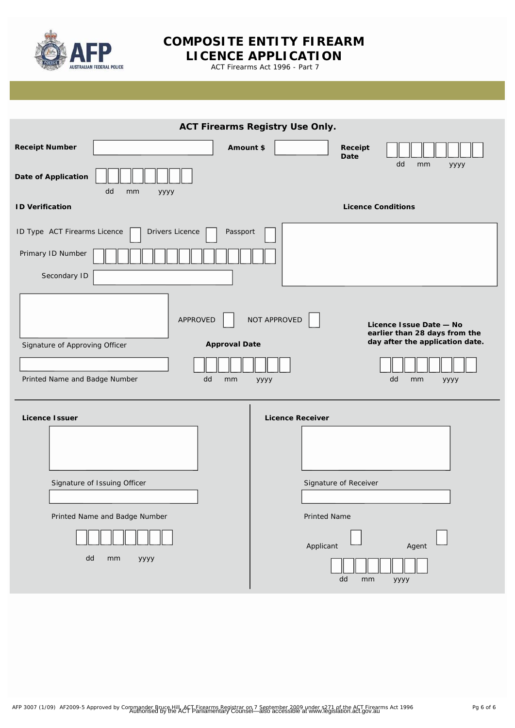# COMPOSITE ENTITY FIREARM LICENCE APPLICATION

ACT Firearms Act 1996 - Part 7

## ACT Firearms Registry Use Only.

**Receipt Number** ____________ **Amount $** ____________ **Receipt Date** ☐☐☐☐☐☐☐☐ dd mm yyyy

**Date of Application** ☐☐☐☐☐☐☐☐ dd mm yyyy

**ID Verification**

ID Type ACT Firearms Licence ☐ Drivers Licence ☐ Passport ☐

Primary ID Number ☐☐☐☐☐☐☐☐☐☐☐☐☐☐☐

Secondary ID ____________

**Licence Conditions**

____________

Signature of Approving Officer

APPROVED ☐ NOT APPROVED ☐

**Approval Date**

☐☐☐☐☐☐☐☐ dd mm yyyy

Printed Name and Badge Number

**Licence Issue Date — No earlier than 28 days from the day after the application date.**

☐☐☐☐☐☐☐☐ dd mm yyyy

---

**Licence Issuer**

Signature of Issuing Officer

Printed Name and Badge Number

☐☐☐☐☐☐☐☐ dd mm yyyy

**Licence Receiver**

Signature of Receiver

Printed Name

Applicant ☐ Agent ☐

☐☐☐☐☐☐☐☐ dd mm yyyy

AFP 3007 (1/09) AF2009-5 Approved by Commander Bruce Hill, ACT Firearms Registrar on 7 September 2009 under s271 of the ACT Firearms Act 1996

Authorised by the ACT Parliamentary Counsel—also accessible at www.legislation.act.gov.au